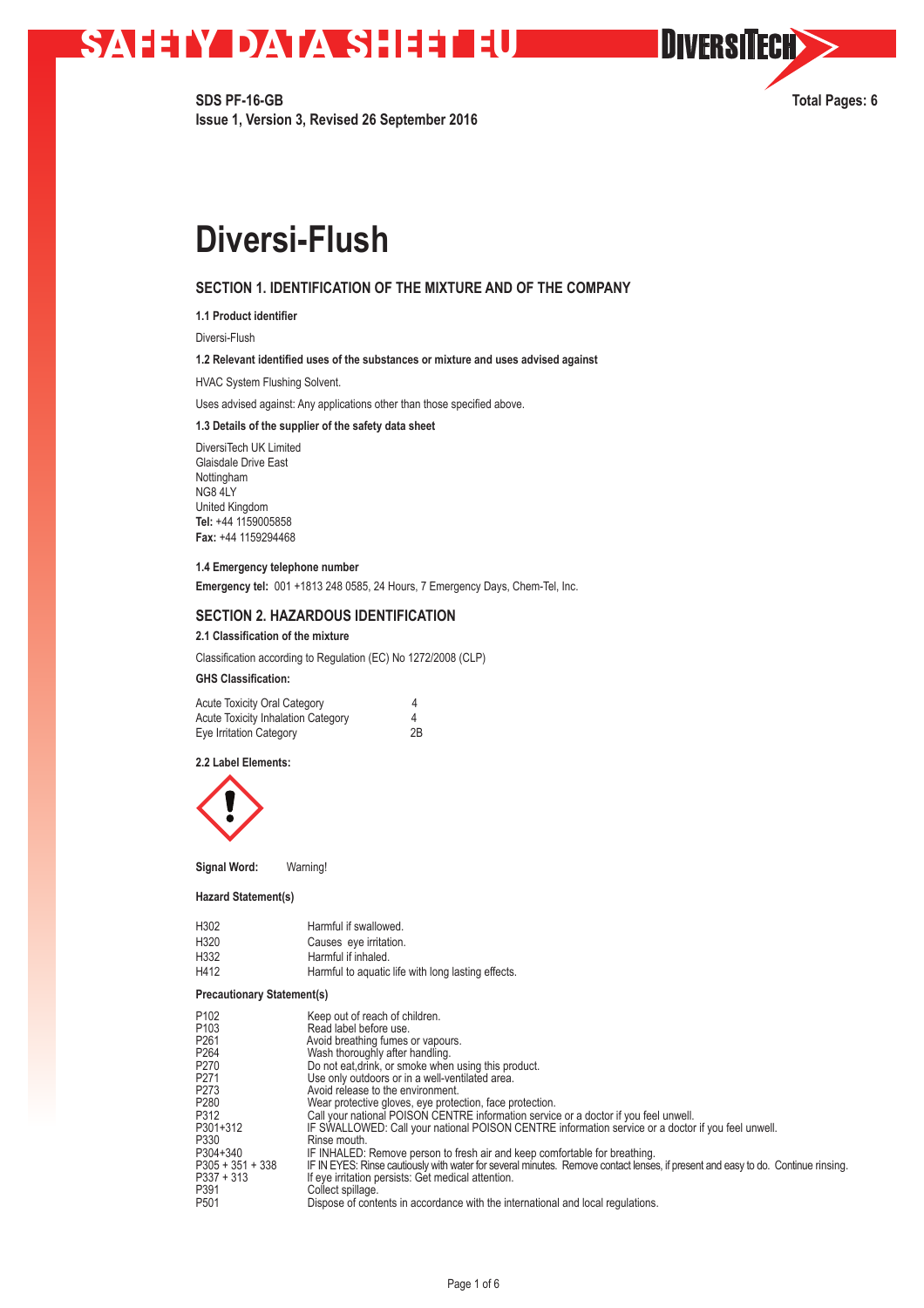SDS PF-16-GB
Issue 1, Version 3, Revised 26 September 2016

Total Pages: 6

# Diversi-Flush

## SECTION 1. IDENTIFICATION OF THE MIXTURE AND OF THE COMPANY

**1.1 Product identifier**

Diversi-Flush

**1.2 Relevant identified uses of the substances or mixture and uses advised against**

HVAC System Flushing Solvent.

Uses advised against: Any applications other than those specified above.

**1.3 Details of the supplier of the safety data sheet**

DiversiTech UK Limited
Glaisdale Drive East
Nottingham
NG8 4LY
United Kingdom
**Tel:** +44 1159005858
**Fax:** +44 1159294468

**1.4 Emergency telephone number**

**Emergency tel:** 001 +1813 248 0585, 24 Hours, 7 Emergency Days, Chem-Tel, Inc.

## SECTION 2. HAZARDOUS IDENTIFICATION

**2.1 Classification of the mixture**

Classification according to Regulation (EC) No 1272/2008 (CLP)

**GHS Classification:**

| | |
|---|---|
| Acute Toxicity Oral Category | 4 |
| Acute Toxicity Inhalation Category | 4 |
| Eye Irritation Category | 2B |

**2.2 Label Elements:**

**Signal Word:** Warning!

**Hazard Statement(s)**

| | |
|---|---|
| H302 | Harmful if swallowed. |
| H320 | Causes eye irritation. |
| H332 | Harmful if inhaled. |
| H412 | Harmful to aquatic life with long lasting effects. |

**Precautionary Statement(s)**

| | |
|---|---|
| P102 | Keep out of reach of children. |
| P103 | Read label before use. |
| P261 | Avoid breathing fumes or vapours. |
| P264 | Wash thoroughly after handling. |
| P270 | Do not eat,drink, or smoke when using this product. |
| P271 | Use only outdoors or in a well-ventilated area. |
| P273 | Avoid release to the environment. |
| P280 | Wear protective gloves, eye protection, face protection. |
| P312 | Call your national POISON CENTRE information service or a doctor if you feel unwell. |
| P301+312 | IF SWALLOWED: Call your national POISON CENTRE information service or a doctor if you feel unwell. |
| P330 | Rinse mouth. |
| P304+340 | IF INHALED: Remove person to fresh air and keep comfortable for breathing. |
| P305 + 351 + 338 | IF IN EYES: Rinse cautiously with water for several minutes. Remove contact lenses, if present and easy to do. Continue rinsing. |
| P337 + 313 | If eye irritation persists: Get medical attention. |
| P391 | Collect spillage. |
| P501 | Dispose of contents in accordance with the international and local regulations. |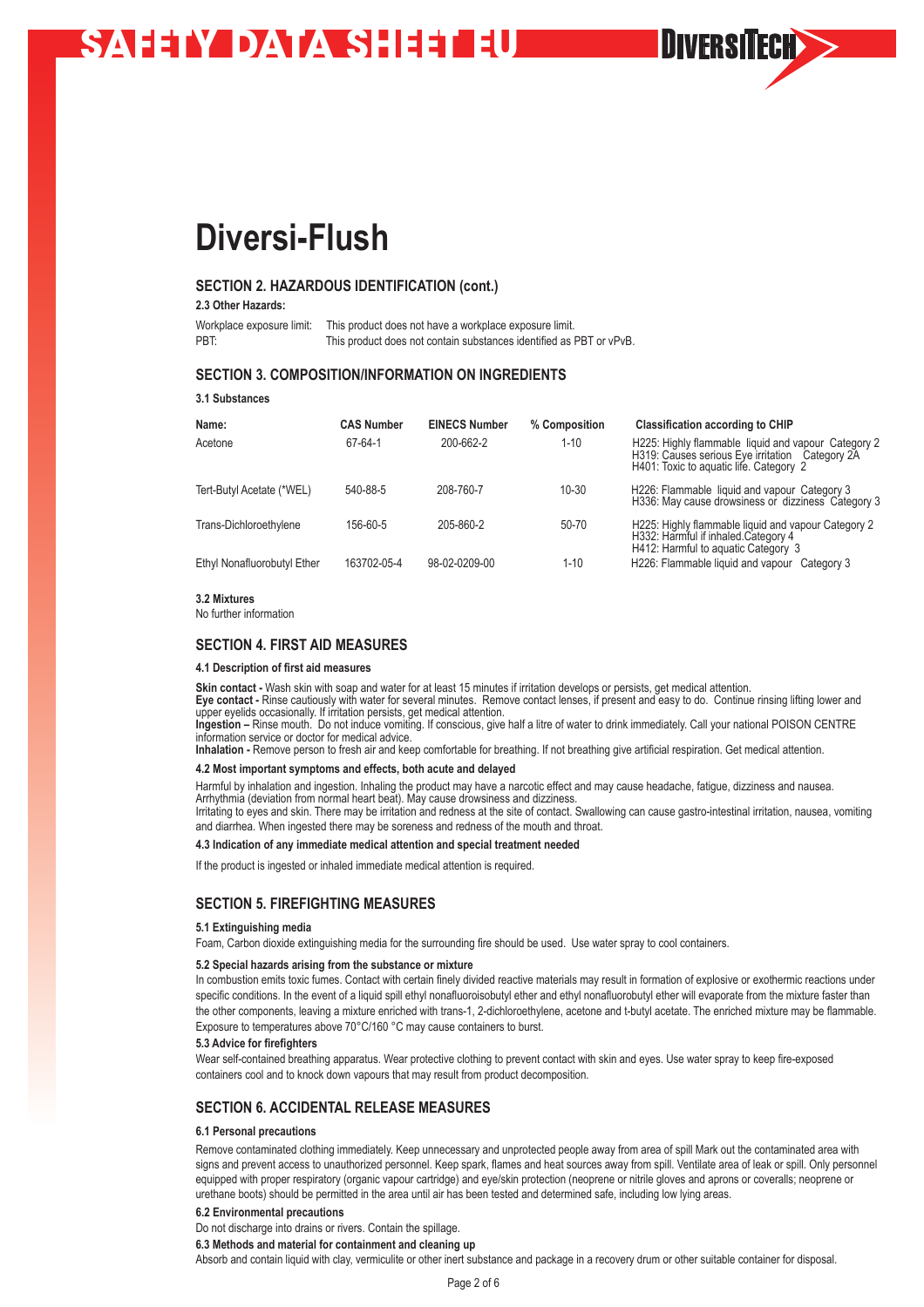# Diversi-Flush

## SECTION 2. HAZARDOUS IDENTIFICATION (cont.)

**2.3 Other Hazards:**

Workplace exposure limit: This product does not have a workplace exposure limit.
PBT: This product does not contain substances identified as PBT or vPvB.

## SECTION 3. COMPOSITION/INFORMATION ON INGREDIENTS

**3.1 Substances**

| Name: | CAS Number | EINECS Number | % Composition | Classification according to CHIP |
|---|---|---|---|---|
| Acetone | 67-64-1 | 200-662-2 | 1-10 | H225: Highly flammable liquid and vapour Category 2<br>H319: Causes serious Eye irritation Category 2A<br>H401: Toxic to aquatic life. Category 2 |
| Tert-Butyl Acetate (*WEL) | 540-88-5 | 208-760-7 | 10-30 | H226: Flammable liquid and vapour Category 3<br>H336: May cause drowsiness or dizziness Category 3 |
| Trans-Dichloroethylene | 156-60-5 | 205-860-2 | 50-70 | H225: Highly flammable liquid and vapour Category 2<br>H332: Harmful if inhaled.Category 4<br>H412: Harmful to aquatic Category 3 |
| Ethyl Nonafluorobutyl Ether | 163702-05-4 | 98-02-0209-00 | 1-10 | H226: Flammable liquid and vapour Category 3 |

**3.2 Mixtures**

No further information

## SECTION 4. FIRST AID MEASURES

**4.1 Description of first aid measures**

**Skin contact -** Wash skin with soap and water for at least 15 minutes if irritation develops or persists, get medical attention.
**Eye contact -** Rinse cautiously with water for several minutes. Remove contact lenses, if present and easy to do. Continue rinsing lifting lower and upper eyelids occasionally. If irritation persists, get medical attention.
**Ingestion –** Rinse mouth. Do not induce vomiting. If conscious, give half a litre of water to drink immediately. Call your national POISON CENTRE information service or doctor for medical advice.
**Inhalation -** Remove person to fresh air and keep comfortable for breathing. If not breathing give artificial respiration. Get medical attention.

**4.2 Most important symptoms and effects, both acute and delayed**

Harmful by inhalation and ingestion. Inhaling the product may have a narcotic effect and may cause headache, fatigue, dizziness and nausea. Arrhythmia (deviation from normal heart beat). May cause drowsiness and dizziness.
Irritating to eyes and skin. There may be irritation and redness at the site of contact. Swallowing can cause gastro-intestinal irritation, nausea, vomiting and diarrhea. When ingested there may be soreness and redness of the mouth and throat.

**4.3 Indication of any immediate medical attention and special treatment needed**

If the product is ingested or inhaled immediate medical attention is required.

## SECTION 5. FIREFIGHTING MEASURES

**5.1 Extinguishing media**

Foam, Carbon dioxide extinguishing media for the surrounding fire should be used. Use water spray to cool containers.

**5.2 Special hazards arising from the substance or mixture**

In combustion emits toxic fumes. Contact with certain finely divided reactive materials may result in formation of explosive or exothermic reactions under specific conditions. In the event of a liquid spill ethyl nonafluoroisobutyl ether and ethyl nonafluorobutyl ether will evaporate from the mixture faster than the other components, leaving a mixture enriched with trans-1, 2-dichloroethylene, acetone and t-butyl acetate. The enriched mixture may be flammable. Exposure to temperatures above 70°C/160 °C may cause containers to burst.

**5.3 Advice for firefighters**

Wear self-contained breathing apparatus. Wear protective clothing to prevent contact with skin and eyes. Use water spray to keep fire-exposed containers cool and to knock down vapours that may result from product decomposition.

## SECTION 6. ACCIDENTAL RELEASE MEASURES

**6.1 Personal precautions**

Remove contaminated clothing immediately. Keep unnecessary and unprotected people away from area of spill Mark out the contaminated area with signs and prevent access to unauthorized personnel. Keep spark, flames and heat sources away from spill. Ventilate area of leak or spill. Only personnel equipped with proper respiratory (organic vapour cartridge) and eye/skin protection (neoprene or nitrile gloves and aprons or coveralls; neoprene or urethane boots) should be permitted in the area until air has been tested and determined safe, including low lying areas.

**6.2 Environmental precautions**

Do not discharge into drains or rivers. Contain the spillage.

**6.3 Methods and material for containment and cleaning up**

Absorb and contain liquid with clay, vermiculite or other inert substance and package in a recovery drum or other suitable container for disposal.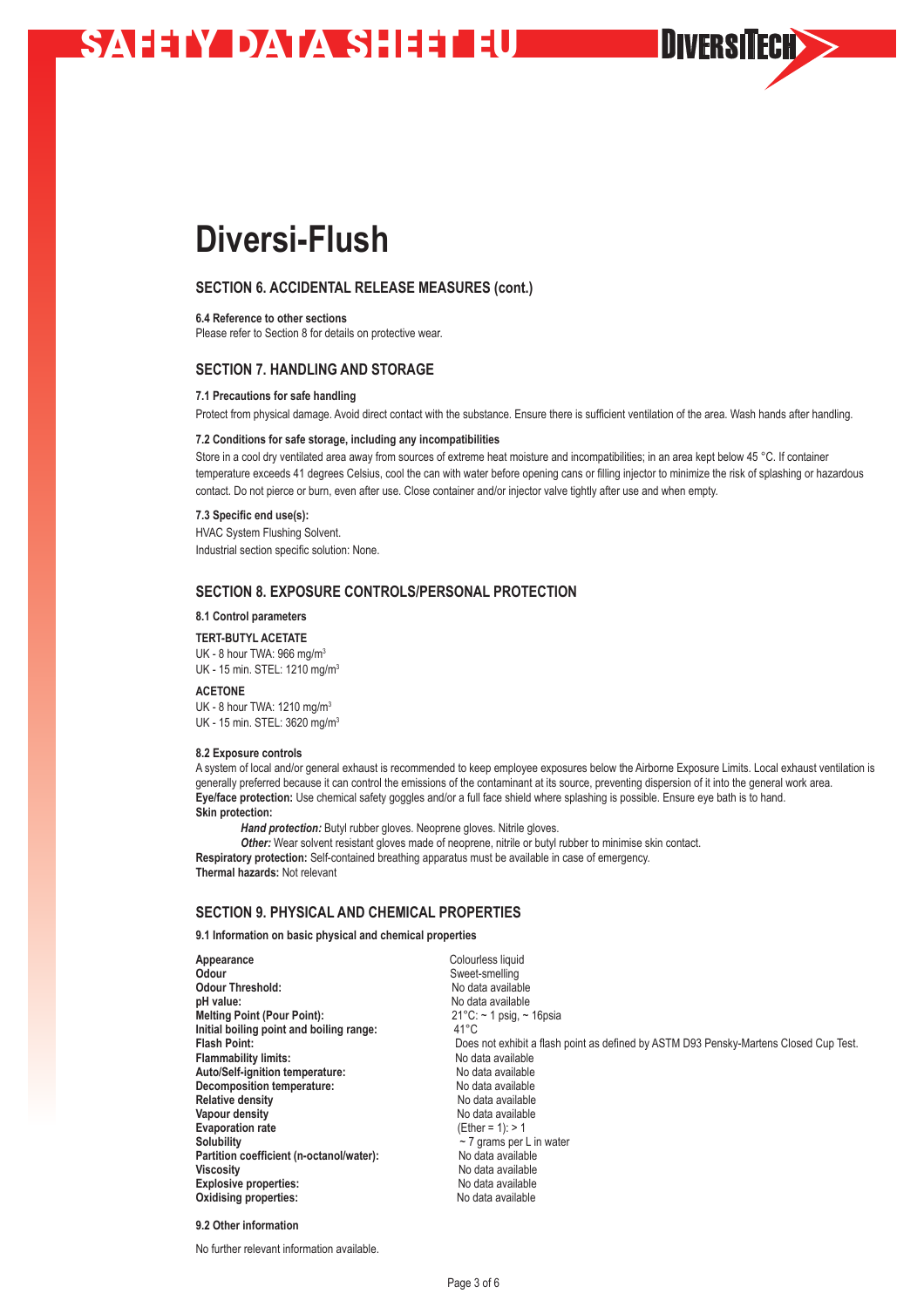# Diversi-Flush

## SECTION 6. ACCIDENTAL RELEASE MEASURES (cont.)

### 6.4 Reference to other sections

Please refer to Section 8 for details on protective wear.

## SECTION 7. HANDLING AND STORAGE

### 7.1 Precautions for safe handling

Protect from physical damage. Avoid direct contact with the substance. Ensure there is sufficient ventilation of the area. Wash hands after handling.

### 7.2 Conditions for safe storage, including any incompatibilities

Store in a cool dry ventilated area away from sources of extreme heat moisture and incompatibilities; in an area kept below 45 °C. If container temperature exceeds 41 degrees Celsius, cool the can with water before opening cans or filling injector to minimize the risk of splashing or hazardous contact. Do not pierce or burn, even after use. Close container and/or injector valve tightly after use and when empty.

### 7.3 Specific end use(s):

HVAC System Flushing Solvent.
Industrial section specific solution: None.

## SECTION 8. EXPOSURE CONTROLS/PERSONAL PROTECTION

### 8.1 Control parameters

**TERT-BUTYL ACETATE**
UK - 8 hour TWA: 966 mg/m$^3$
UK - 15 min. STEL: 1210 mg/m$^3$

**ACETONE**
UK - 8 hour TWA: 1210 mg/m$^3$
UK - 15 min. STEL: 3620 mg/m$^3$

### 8.2 Exposure controls

A system of local and/or general exhaust is recommended to keep employee exposures below the Airborne Exposure Limits. Local exhaust ventilation is generally preferred because it can control the emissions of the contaminant at its source, preventing dispersion of it into the general work area.
**Eye/face protection:** Use chemical safety goggles and/or a full face shield where splashing is possible. Ensure eye bath is to hand.
**Skin protection:**

*Hand protection:* Butyl rubber gloves. Neoprene gloves. Nitrile gloves.
*Other:* Wear solvent resistant gloves made of neoprene, nitrile or butyl rubber to minimise skin contact.

**Respiratory protection:** Self-contained breathing apparatus must be available in case of emergency.
**Thermal hazards:** Not relevant

## SECTION 9. PHYSICAL AND CHEMICAL PROPERTIES

### 9.1 Information on basic physical and chemical properties

| | |
|---|---|
| **Appearance** | Colourless liquid |
| **Odour** | Sweet-smelling |
| **Odour Threshold:** | No data available |
| **pH value:** | No data available |
| **Melting Point (Pour Point):** | 21°C: ~ 1 psig, ~ 16psia |
| **Initial boiling point and boiling range:** | 41°C |
| **Flash Point:** | Does not exhibit a flash point as defined by ASTM D93 Pensky-Martens Closed Cup Test. |
| **Flammability limits:** | No data available |
| **Auto/Self-ignition temperature:** | No data available |
| **Decomposition temperature:** | No data available |
| **Relative density** | No data available |
| **Vapour density** | No data available |
| **Evaporation rate** | (Ether = 1): > 1 |
| **Solubility** | ~ 7 grams per L in water |
| **Partition coefficient (n-octanol/water):** | No data available |
| **Viscosity** | No data available |
| **Explosive properties:** | No data available |
| **Oxidising properties:** | No data available |

### 9.2 Other information

No further relevant information available.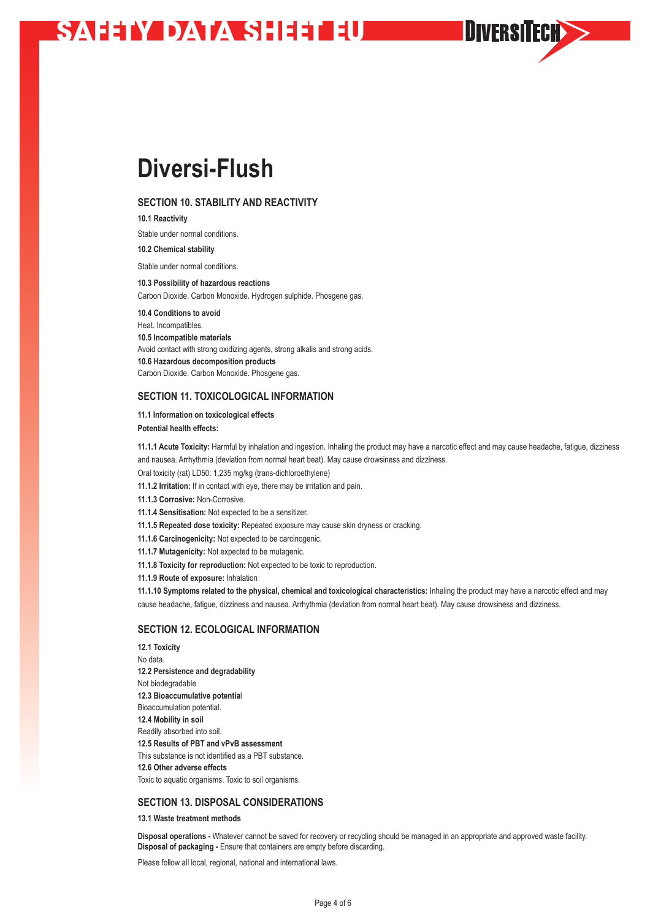# Diversi-Flush

## SECTION 10. STABILITY AND REACTIVITY

**10.1 Reactivity**

Stable under normal conditions.

**10.2 Chemical stability**

Stable under normal conditions.

**10.3 Possibility of hazardous reactions**

Carbon Dioxide. Carbon Monoxide. Hydrogen sulphide. Phosgene gas.

**10.4 Conditions to avoid**

Heat. Incompatibles.

**10.5 Incompatible materials**

Avoid contact with strong oxidizing agents, strong alkalis and strong acids.

**10.6 Hazardous decomposition products**

Carbon Dioxide. Carbon Monoxide. Phosgene gas.

## SECTION 11. TOXICOLOGICAL INFORMATION

**11.1 Information on toxicological effects**

**Potential health effects:**

**11.1.1 Acute Toxicity:** Harmful by inhalation and ingestion. Inhaling the product may have a narcotic effect and may cause headache, fatigue, dizziness and nausea. Arrhythmia (deviation from normal heart beat). May cause drowsiness and dizziness.

Oral toxicity (rat) LD50: 1,235 mg/kg (trans-dichloroethylene)

**11.1.2 Irritation:** If in contact with eye, there may be irritation and pain.

**11.1.3 Corrosive:** Non-Corrosive.

**11.1.4 Sensitisation:** Not expected to be a sensitizer.

**11.1.5 Repeated dose toxicity:** Repeated exposure may cause skin dryness or cracking.

**11.1.6 Carcinogenicity:** Not expected to be carcinogenic.

**11.1.7 Mutagenicity:** Not expected to be mutagenic.

**11.1.8 Toxicity for reproduction:** Not expected to be toxic to reproduction.

**11.1.9 Route of exposure:** Inhalation

**11.1.10 Symptoms related to the physical, chemical and toxicological characteristics:** Inhaling the product may have a narcotic effect and may cause headache, fatigue, dizziness and nausea. Arrhythmia (deviation from normal heart beat). May cause drowsiness and dizziness.

## SECTION 12. ECOLOGICAL INFORMATION

**12.1 Toxicity**

No data.

**12.2 Persistence and degradability**

Not biodegradable

**12.3 Bioaccumulative potential**

Bioaccumulation potential.

**12.4 Mobility in soil**

Readily absorbed into soil.

**12.5 Results of PBT and vPvB assessment**

This substance is not identified as a PBT substance.

**12.6 Other adverse effects**

Toxic to aquatic organisms. Toxic to soil organisms.

## SECTION 13. DISPOSAL CONSIDERATIONS

**13.1 Waste treatment methods**

**Disposal operations -** Whatever cannot be saved for recovery or recycling should be managed in an appropriate and approved waste facility.
**Disposal of packaging -** Ensure that containers are empty before discarding.

Please follow all local, regional, national and international laws.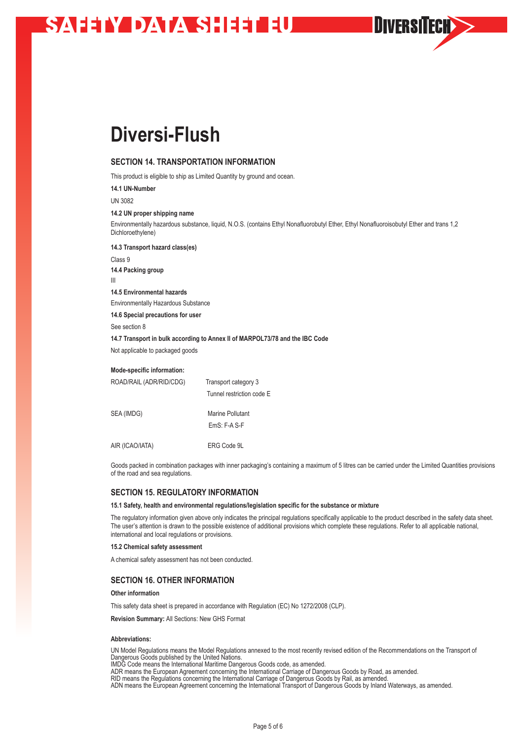# Diversi-Flush

## SECTION 14. TRANSPORTATION INFORMATION

This product is eligible to ship as Limited Quantity by ground and ocean.

**14.1 UN-Number**

UN 3082

**14.2 UN proper shipping name**

Environmentally hazardous substance, liquid, N.O.S. (contains Ethyl Nonafluorobutyl Ether, Ethyl Nonafluoroisobutyl Ether and trans 1,2 Dichloroethylene)

**14.3 Transport hazard class(es)**

Class 9

**14.4 Packing group**

III

**14.5 Environmental hazards**

Environmentally Hazardous Substance

**14.6 Special precautions for user**

See section 8

**14.7 Transport in bulk according to Annex II of MARPOL73/78 and the IBC Code**

Not applicable to packaged goods

**Mode-specific information:**

| | |
|---|---|
| ROAD/RAIL (ADR/RID/CDG) | Transport category 3<br>Tunnel restriction code E |
| SEA (IMDG) | Marine Pollutant<br>EmS: F-A S-F |
| AIR (ICAO/IATA) | ERG Code 9L |

Goods packed in combination packages with inner packaging's containing a maximum of 5 litres can be carried under the Limited Quantities provisions of the road and sea regulations.

## SECTION 15. REGULATORY INFORMATION

**15.1 Safety, health and environmental regulations/legislation specific for the substance or mixture**

The regulatory information given above only indicates the principal regulations specifically applicable to the product described in the safety data sheet. The user's attention is drawn to the possible existence of additional provisions which complete these regulations. Refer to all applicable national, international and local regulations or provisions.

**15.2 Chemical safety assessment**

A chemical safety assessment has not been conducted.

## SECTION 16. OTHER INFORMATION

**Other information**

This safety data sheet is prepared in accordance with Regulation (EC) No 1272/2008 (CLP).

**Revision Summary:** All Sections: New GHS Format

**Abbreviations:**

UN Model Regulations means the Model Regulations annexed to the most recently revised edition of the Recommendations on the Transport of Dangerous Goods published by the United Nations.
IMDG Code means the International Maritime Dangerous Goods code, as amended.
ADR means the European Agreement concerning the International Carriage of Dangerous Goods by Road, as amended.
RID means the Regulations concerning the International Carriage of Dangerous Goods by Rail, as amended.
ADN means the European Agreement concerning the International Transport of Dangerous Goods by Inland Waterways, as amended.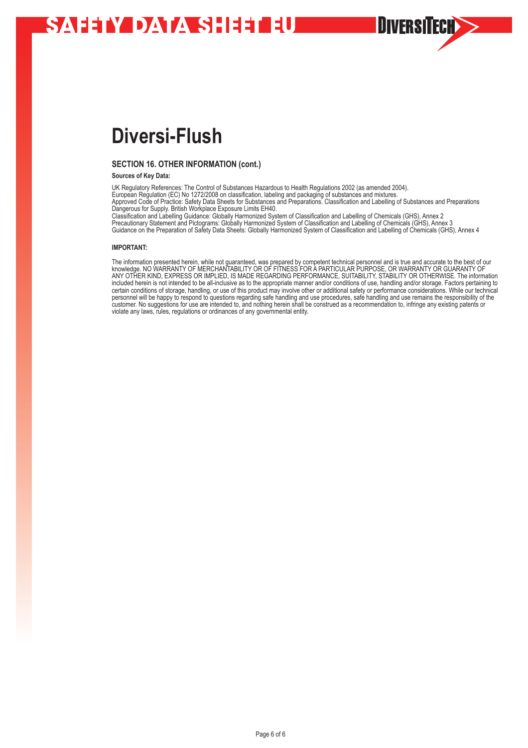# Diversi-Flush

### SECTION 16. OTHER INFORMATION (cont.)

**Sources of Key Data:**

UK Regulatory References: The Control of Substances Hazardous to Health Regulations 2002 (as amended 2004).
European Regulation (EC) No 1272/2008 on classification, labeling and packaging of substances and mixtures.
Approved Code of Practice: Safety Data Sheets for Substances and Preparations. Classification and Labelling of Substances and Preparations Dangerous for Supply. British Workplace Exposure Limits EH40.
Classification and Labelling Guidance: Globally Harmonized System of Classification and Labelling of Chemicals (GHS), Annex 2
Precautionary Statement and Pictograms: Globally Harmonized System of Classification and Labelling of Chemicals (GHS), Annex 3
Guidance on the Preparation of Safety Data Sheets: Globally Harmonized System of Classification and Labelling of Chemicals (GHS), Annex 4

**IMPORTANT:**

The information presented herein, while not guaranteed, was prepared by competent technical personnel and is true and accurate to the best of our knowledge. NO WARRANTY OF MERCHANTABILITY OR OF FITNESS FOR A PARTICULAR PURPOSE, OR WARRANTY OR GUARANTY OF ANY OTHER KIND, EXPRESS OR IMPLIED, IS MADE REGARDING PERFORMANCE, SUITABILITY, STABILITY OR OTHERWISE. The information included herein is not intended to be all-inclusive as to the appropriate manner and/or conditions of use, handling and/or storage. Factors pertaining to certain conditions of storage, handling, or use of this product may involve other or additional safety or performance considerations. While our technical personnel will be happy to respond to questions regarding safe handling and use procedures, safe handling and use remains the responsibility of the customer. No suggestions for use are intended to, and nothing herein shall be construed as a recommendation to, infringe any existing patents or violate any laws, rules, regulations or ordinances of any governmental entity.